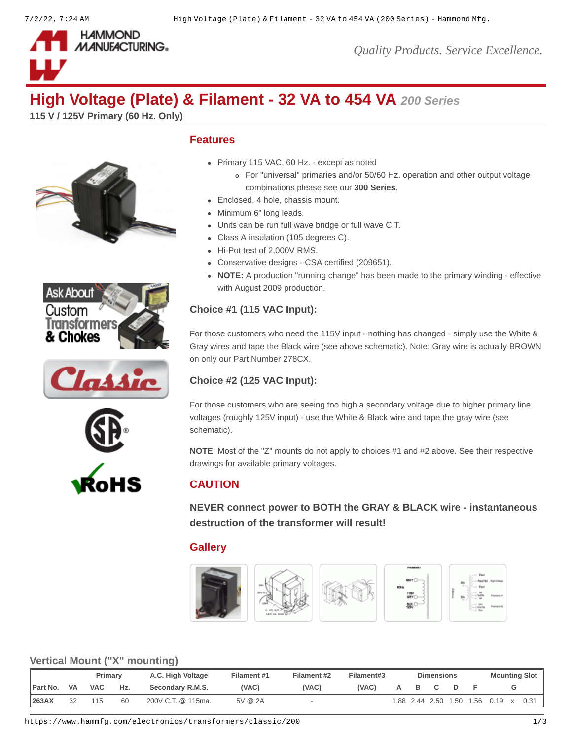# High Voltage (Plate) & Filament - 32 VA to 454 VA *200 Series*

**115 V / 125V Primary (60 Hz. Only)**

## Features

- Primary 115 VAC, 60 Hz. - except as noted
  - For "universal" primaries and/or 50/60 Hz. operation and other output voltage combinations please see our **300 Series**.
- Enclosed, 4 hole, chassis mount.
- Minimum 6" long leads.
- Units can be run full wave bridge or full wave C.T.
- Class A insulation (105 degrees C).
- Hi-Pot test of 2,000V RMS.
- Conservative designs - CSA certified (209651).
- **NOTE:** A production "running change" has been made to the primary winding - effective with August 2009 production.

### Choice #1 (115 VAC Input):

For those customers who need the 115V input - nothing has changed - simply use the White & Gray wires and tape the Black wire (see above schematic). Note: Gray wire is actually BROWN on only our Part Number 278CX.

### Choice #2 (125 VAC Input):

For those customers who are seeing too high a secondary voltage due to higher primary line voltages (roughly 125V input) - use the White & Black wire and tape the gray wire (see schematic).

**NOTE**: Most of the "Z" mounts do not apply to choices #1 and #2 above. See their respective drawings for available primary voltages.

## CAUTION

**NEVER connect power to BOTH the GRAY & BLACK wire - instantaneous destruction of the transformer will result!**

## Gallery

## Vertical Mount ("X" mounting)

| Part No. | VA | Primary VAC | Hz. | A.C. High Voltage Secondary R.M.S. | Filament #1 (VAC) | Filament #2 (VAC) | Filament#3 (VAC) | Dimensions A | B | C | D | F | Mounting Slot G |
|---|---|---|---|---|---|---|---|---|---|---|---|---|---|
| 263AX | 32 | 115 | 60 | 200V C.T. @ 115ma. | 5V @ 2A | - | | 1.88 | 2.44 | 2.50 | 1.50 | 1.56 | 0.19 x 0.31 |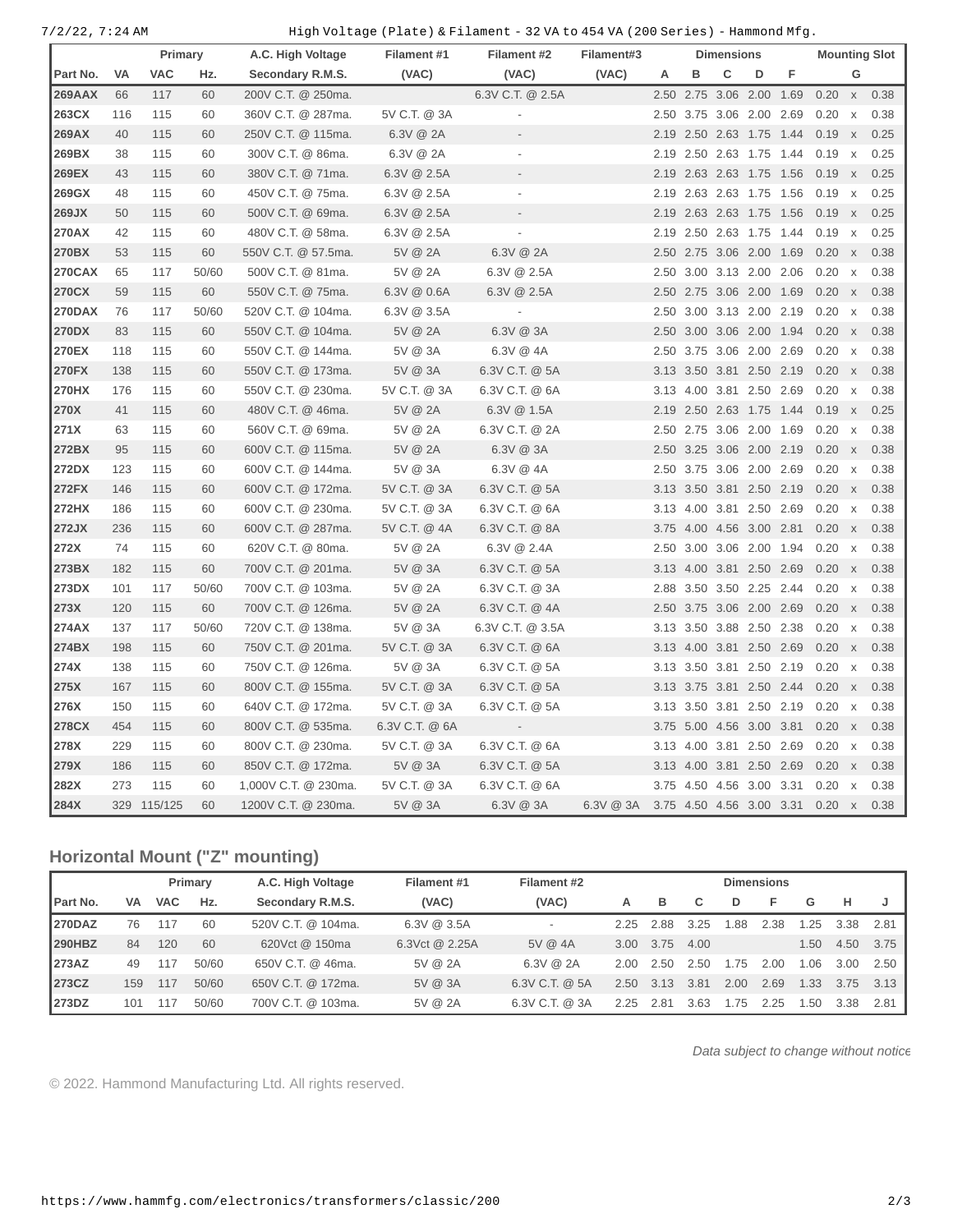| | Primary | | | A.C. High Voltage | Filament #1 | Filament #2 | Filament#3 | Dimensions | | | | | Mounting Slot |
|---|---|---|---|---|---|---|---|---|---|---|---|---|---|
| Part No. | VA | VAC | Hz. | Secondary R.M.S. | (VAC) | (VAC) | (VAC) | A | B | C | D | F | G |
| 269AAX | 66 | 117 | 60 | 200V C.T. @ 250ma. | | 6.3V C.T. @ 2.5A | | 2.50 | 2.75 | 3.06 | 2.00 | 1.69 | 0.20 x 0.38 |
| 263CX | 116 | 115 | 60 | 360V C.T. @ 287ma. | 5V C.T. @ 3A | - | | 2.50 | 3.75 | 3.06 | 2.00 | 2.69 | 0.20 x 0.38 |
| 269AX | 40 | 115 | 60 | 250V C.T. @ 115ma. | 6.3V @ 2A | - | | 2.19 | 2.50 | 2.63 | 1.75 | 1.44 | 0.19 x 0.25 |
| 269BX | 38 | 115 | 60 | 300V C.T. @ 86ma. | 6.3V @ 2A | - | | 2.19 | 2.50 | 2.63 | 1.75 | 1.44 | 0.19 x 0.25 |
| 269EX | 43 | 115 | 60 | 380V C.T. @ 71ma. | 6.3V @ 2.5A | - | | 2.19 | 2.63 | 2.63 | 1.75 | 1.56 | 0.19 x 0.25 |
| 269GX | 48 | 115 | 60 | 450V C.T. @ 75ma. | 6.3V @ 2.5A | - | | 2.19 | 2.63 | 2.63 | 1.75 | 1.56 | 0.19 x 0.25 |
| 269JX | 50 | 115 | 60 | 500V C.T. @ 69ma. | 6.3V @ 2.5A | - | | 2.19 | 2.63 | 2.63 | 1.75 | 1.56 | 0.19 x 0.25 |
| 270AX | 42 | 115 | 60 | 480V C.T. @ 58ma. | 6.3V @ 2.5A | - | | 2.19 | 2.50 | 2.63 | 1.75 | 1.44 | 0.19 x 0.25 |
| 270BX | 53 | 115 | 60 | 550V C.T. @ 57.5ma. | 5V @ 2A | 6.3V @ 2A | | 2.50 | 2.75 | 3.06 | 2.00 | 1.69 | 0.20 x 0.38 |
| 270CAX | 65 | 117 | 50/60 | 500V C.T. @ 81ma. | 5V @ 2A | 6.3V @ 2.5A | | 2.50 | 3.00 | 3.13 | 2.00 | 2.06 | 0.20 x 0.38 |
| 270CX | 59 | 115 | 60 | 550V C.T. @ 75ma. | 6.3V @ 0.6A | 6.3V @ 2.5A | | 2.50 | 2.75 | 3.06 | 2.00 | 1.69 | 0.20 x 0.38 |
| 270DAX | 76 | 117 | 50/60 | 520V C.T. @ 104ma. | 6.3V @ 3.5A | - | | 2.50 | 3.00 | 3.13 | 2.00 | 2.19 | 0.20 x 0.38 |
| 270DX | 83 | 115 | 60 | 550V C.T. @ 104ma. | 5V @ 2A | 6.3V @ 3A | | 2.50 | 3.00 | 3.06 | 2.00 | 1.94 | 0.20 x 0.38 |
| 270EX | 118 | 115 | 60 | 550V C.T. @ 144ma. | 5V @ 3A | 6.3V @ 4A | | 2.50 | 3.75 | 3.06 | 2.00 | 2.69 | 0.20 x 0.38 |
| 270FX | 138 | 115 | 60 | 550V C.T. @ 173ma. | 5V @ 3A | 6.3V C.T. @ 5A | | 3.13 | 3.50 | 3.81 | 2.50 | 2.19 | 0.20 x 0.38 |
| 270HX | 176 | 115 | 60 | 550V C.T. @ 230ma. | 5V C.T. @ 3A | 6.3V C.T. @ 6A | | 3.13 | 4.00 | 3.81 | 2.50 | 2.69 | 0.20 x 0.38 |
| 270X | 41 | 115 | 60 | 480V C.T. @ 46ma. | 5V @ 2A | 6.3V @ 1.5A | | 2.19 | 2.50 | 2.63 | 1.75 | 1.44 | 0.19 x 0.25 |
| 271X | 63 | 115 | 60 | 560V C.T. @ 69ma. | 5V @ 2A | 6.3V C.T. @ 2A | | 2.50 | 2.75 | 3.06 | 2.00 | 1.69 | 0.20 x 0.38 |
| 272BX | 95 | 115 | 60 | 600V C.T. @ 115ma. | 5V @ 2A | 6.3V @ 3A | | 2.50 | 3.25 | 3.06 | 2.00 | 2.19 | 0.20 x 0.38 |
| 272DX | 123 | 115 | 60 | 600V C.T. @ 144ma. | 5V @ 3A | 6.3V @ 4A | | 2.50 | 3.75 | 3.06 | 2.00 | 2.69 | 0.20 x 0.38 |
| 272FX | 146 | 115 | 60 | 600V C.T. @ 172ma. | 5V C.T. @ 3A | 6.3V C.T. @ 5A | | 3.13 | 3.50 | 3.81 | 2.50 | 2.19 | 0.20 x 0.38 |
| 272HX | 186 | 115 | 60 | 600V C.T. @ 230ma. | 5V C.T. @ 3A | 6.3V C.T. @ 6A | | 3.13 | 4.00 | 3.81 | 2.50 | 2.69 | 0.20 x 0.38 |
| 272JX | 236 | 115 | 60 | 600V C.T. @ 287ma. | 5V C.T. @ 4A | 6.3V C.T. @ 8A | | 3.75 | 4.00 | 4.56 | 3.00 | 2.81 | 0.20 x 0.38 |
| 272X | 74 | 115 | 60 | 620V C.T. @ 80ma. | 5V @ 2A | 6.3V @ 2.4A | | 2.50 | 3.00 | 3.06 | 2.00 | 1.94 | 0.20 x 0.38 |
| 273BX | 182 | 115 | 60 | 700V C.T. @ 201ma. | 5V @ 3A | 6.3V C.T. @ 5A | | 3.13 | 4.00 | 3.81 | 2.50 | 2.69 | 0.20 x 0.38 |
| 273DX | 101 | 117 | 50/60 | 700V C.T. @ 103ma. | 5V @ 2A | 6.3V C.T. @ 3A | | 2.88 | 3.50 | 3.50 | 2.25 | 2.44 | 0.20 x 0.38 |
| 273X | 120 | 115 | 60 | 700V C.T. @ 126ma. | 5V @ 2A | 6.3V C.T. @ 4A | | 2.50 | 3.75 | 3.06 | 2.00 | 2.69 | 0.20 x 0.38 |
| 274AX | 137 | 117 | 50/60 | 720V C.T. @ 138ma. | 5V @ 3A | 6.3V C.T. @ 3.5A | | 3.13 | 3.50 | 3.88 | 2.50 | 2.38 | 0.20 x 0.38 |
| 274BX | 198 | 115 | 60 | 750V C.T. @ 201ma. | 5V C.T. @ 3A | 6.3V C.T. @ 6A | | 3.13 | 4.00 | 3.81 | 2.50 | 2.69 | 0.20 x 0.38 |
| 274X | 138 | 115 | 60 | 750V C.T. @ 126ma. | 5V @ 3A | 6.3V C.T. @ 5A | | 3.13 | 3.50 | 3.81 | 2.50 | 2.19 | 0.20 x 0.38 |
| 275X | 167 | 115 | 60 | 800V C.T. @ 155ma. | 5V C.T. @ 3A | 6.3V C.T. @ 5A | | 3.13 | 3.75 | 3.81 | 2.50 | 2.44 | 0.20 x 0.38 |
| 276X | 150 | 115 | 60 | 640V C.T. @ 172ma. | 5V C.T. @ 3A | 6.3V C.T. @ 5A | | 3.13 | 3.50 | 3.81 | 2.50 | 2.19 | 0.20 x 0.38 |
| 278CX | 454 | 115 | 60 | 800V C.T. @ 535ma. | 6.3V C.T. @ 6A | - | | 3.75 | 5.00 | 4.56 | 3.00 | 3.81 | 0.20 x 0.38 |
| 278X | 229 | 115 | 60 | 800V C.T. @ 230ma. | 5V C.T. @ 3A | 6.3V C.T. @ 6A | | 3.13 | 4.00 | 3.81 | 2.50 | 2.69 | 0.20 x 0.38 |
| 279X | 186 | 115 | 60 | 850V C.T. @ 172ma. | 5V @ 3A | 6.3V C.T. @ 5A | | 3.13 | 4.00 | 3.81 | 2.50 | 2.69 | 0.20 x 0.38 |
| 282X | 273 | 115 | 60 | 1,000V C.T. @ 230ma. | 5V C.T. @ 3A | 6.3V C.T. @ 6A | | 3.75 | 4.50 | 4.56 | 3.00 | 3.31 | 0.20 x 0.38 |
| 284X | 329 | 115/125 | 60 | 1200V C.T. @ 230ma. | 5V @ 3A | 6.3V @ 3A | 6.3V @ 3A | 3.75 | 4.50 | 4.56 | 3.00 | 3.31 | 0.20 x 0.38 |

## Horizontal Mount ("Z" mounting)

| | Primary | | | A.C. High Voltage | Filament #1 | Filament #2 | Dimensions | | | | | | | |
|---|---|---|---|---|---|---|---|---|---|---|---|---|---|---|
| Part No. | VA | VAC | Hz. | Secondary R.M.S. | (VAC) | (VAC) | A | B | C | D | F | G | H | J |
| 270DAZ | 76 | 117 | 60 | 520V C.T. @ 104ma. | 6.3V @ 3.5A | - | 2.25 | 2.88 | 3.25 | 1.88 | 2.38 | 1.25 | 3.38 | 2.81 |
| 290HBZ | 84 | 120 | 60 | 620Vct @ 150ma | 6.3Vct @ 2.25A | 5V @ 4A | 3.00 | 3.75 | 4.00 | | | 1.50 | 4.50 | 3.75 |
| 273AZ | 49 | 117 | 50/60 | 650V C.T. @ 46ma. | 5V @ 2A | 6.3V @ 2A | 2.00 | 2.50 | 2.50 | 1.75 | 2.00 | 1.06 | 3.00 | 2.50 |
| 273CZ | 159 | 117 | 50/60 | 650V C.T. @ 172ma. | 5V @ 3A | 6.3V C.T. @ 5A | 2.50 | 3.13 | 3.81 | 2.00 | 2.69 | 1.33 | 3.75 | 3.13 |
| 273DZ | 101 | 117 | 50/60 | 700V C.T. @ 103ma. | 5V @ 2A | 6.3V C.T. @ 3A | 2.25 | 2.81 | 3.63 | 1.75 | 2.25 | 1.50 | 3.38 | 2.81 |

*Data subject to change without notice*

© 2022. Hammond Manufacturing Ltd. All rights reserved.